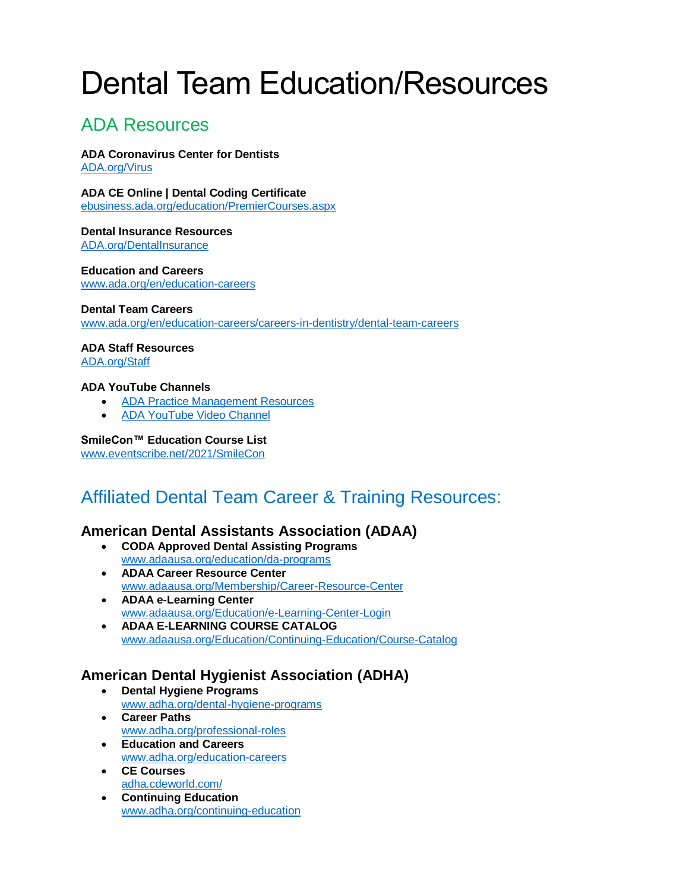# Dental Team Education/Resources

## ADA Resources

**ADA Coronavirus Center for Dentists**
ADA.org/Virus

**ADA CE Online | Dental Coding Certificate**
ebusiness.ada.org/education/PremierCourses.aspx

**Dental Insurance Resources**
ADA.org/DentalInsurance

**Education and Careers**
www.ada.org/en/education-careers

**Dental Team Careers**
www.ada.org/en/education-careers/careers-in-dentistry/dental-team-careers

**ADA Staff Resources**
ADA.org/Staff

**ADA YouTube Channels**

- ADA Practice Management Resources
- ADA YouTube Video Channel

**SmileCon™ Education Course List**
www.eventscribe.net/2021/SmileCon

## Affiliated Dental Team Career & Training Resources:

### American Dental Assistants Association (ADAA)

- **CODA Approved Dental Assisting Programs**
  www.adaausa.org/education/da-programs
- **ADAA Career Resource Center**
  www.adaausa.org/Membership/Career-Resource-Center
- **ADAA e-Learning Center**
  www.adaausa.org/Education/e-Learning-Center-Login
- **ADAA E-LEARNING COURSE CATALOG**
  www.adaausa.org/Education/Continuing-Education/Course-Catalog

### American Dental Hygienist Association (ADHA)

- **Dental Hygiene Programs**
  www.adha.org/dental-hygiene-programs
- **Career Paths**
  www.adha.org/professional-roles
- **Education and Careers**
  www.adha.org/education-careers
- **CE Courses**
  adha.cdeworld.com/
- **Continuing Education**
  www.adha.org/continuing-education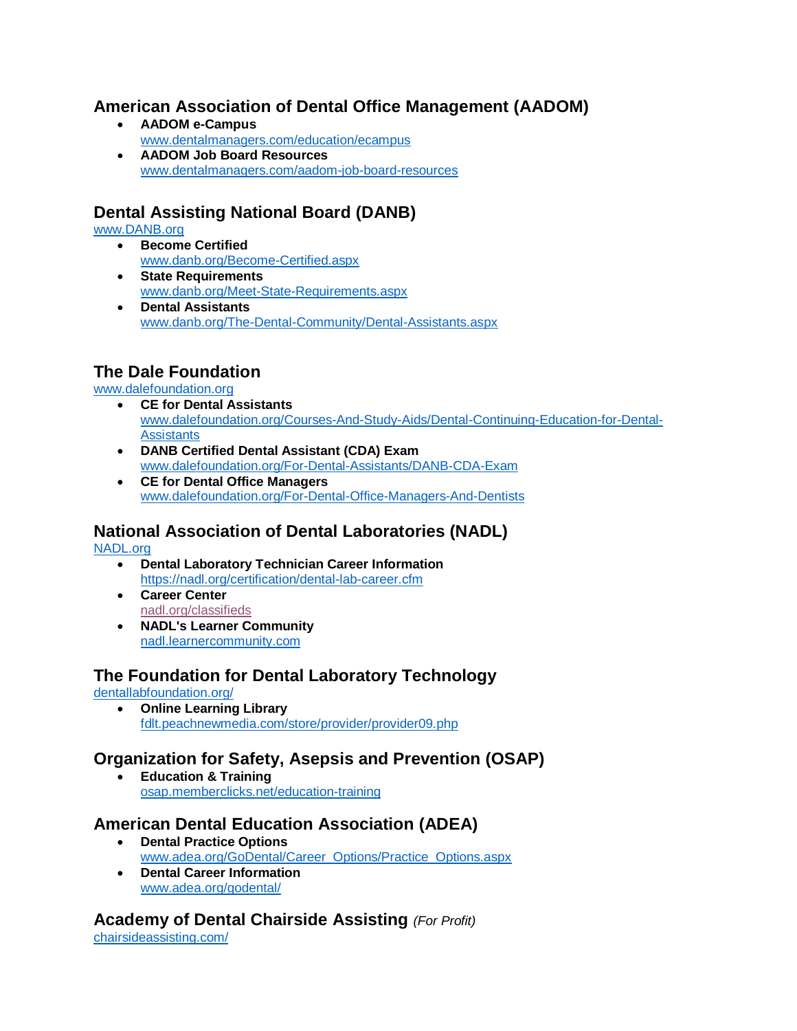## American Association of Dental Office Management (AADOM)

- **AADOM e-Campus**
  www.dentalmanagers.com/education/ecampus
- **AADOM Job Board Resources**
  www.dentalmanagers.com/aadom-job-board-resources

## Dental Assisting National Board (DANB)

www.DANB.org

- **Become Certified**
  www.danb.org/Become-Certified.aspx
- **State Requirements**
  www.danb.org/Meet-State-Requirements.aspx
- **Dental Assistants**
  www.danb.org/The-Dental-Community/Dental-Assistants.aspx

## The Dale Foundation

www.dalefoundation.org

- **CE for Dental Assistants**
  www.dalefoundation.org/Courses-And-Study-Aids/Dental-Continuing-Education-for-Dental-Assistants
- **DANB Certified Dental Assistant (CDA) Exam**
  www.dalefoundation.org/For-Dental-Assistants/DANB-CDA-Exam
- **CE for Dental Office Managers**
  www.dalefoundation.org/For-Dental-Office-Managers-And-Dentists

## National Association of Dental Laboratories (NADL)

NADL.org

- **Dental Laboratory Technician Career Information**
  https://nadl.org/certification/dental-lab-career.cfm
- **Career Center**
  nadl.org/classifieds
- **NADL's Learner Community**
  nadl.learnercommunity.com

## The Foundation for Dental Laboratory Technology

dentallabfoundation.org/

- **Online Learning Library**
  fdlt.peachnewmedia.com/store/provider/provider09.php

## Organization for Safety, Asepsis and Prevention (OSAP)

- **Education & Training**
  osap.memberclicks.net/education-training

## American Dental Education Association (ADEA)

- **Dental Practice Options**
  www.adea.org/GoDental/Career_Options/Practice_Options.aspx
- **Dental Career Information**
  www.adea.org/godental/

## Academy of Dental Chairside Assisting *(For Profit)*

chairsideassisting.com/